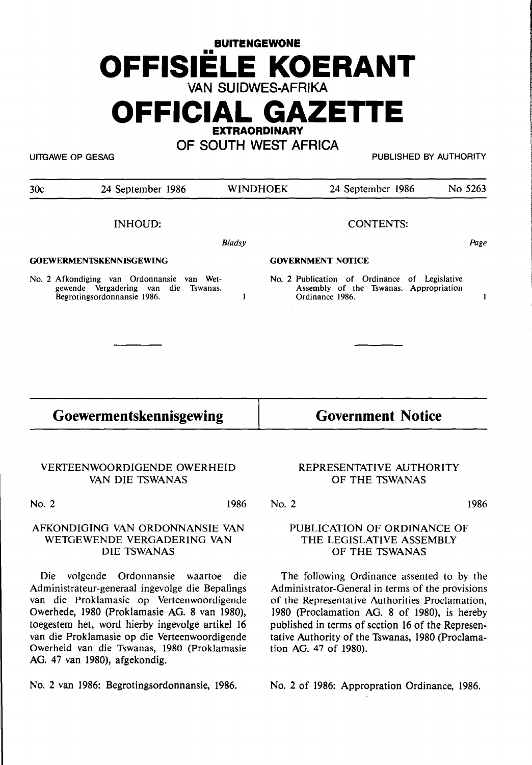# BUITENGEWONE OFFISIËLE KOERANT VAN SUIDWES-AFRIKA

# OFFICIAL GAZETTE EXTRAORDINARY OF SOUTH WEST AFRICA

UITGAWE OP GESAG — PUBLISHED BY AUTHORITY

30c — 24 September 1986 — WINDHOEK — 24 September 1986 — No 5263

| INHOUD: | *Bladsy* | CONTENTS: | *Page* |
|---|---|---|---|
| **GOEWERMENTSKENNISGEWING** | | **GOVERNMENT NOTICE** | |
| No. 2 Afkondiging van Ordonnansie van Wetgewende Vergadering van die Tswanas. Begrotingsordonnansie 1986. | 1 | No. 2 Publication of Ordinance of Legislative Assembly of the Tswanas. Appropriation Ordinance 1986. | 1 |

## Goewermentskennisgewing

### VERTEENWOORDIGENDE OWERHEID VAN DIE TSWANAS

No. 2 1986

### AFKONDIGING VAN ORDONNANSIE VAN WETGEWENDE VERGADERING VAN DIE TSWANAS

Die volgende Ordonnansie waartoe die Administrateur-generaal ingevolge die Bepalings van die Proklamasie op Verteenwoordigende Owerhede, 1980 (Proklamasie AG. 8 van 1980), toegestem het, word hierby ingevolge artikel 16 van die Proklamasie op die Verteenwoordigende Owerheid van die Tswanas, 1980 (Proklamasie AG. 47 van 1980), afgekondig.

No. 2 van 1986: Begrotingsordonnansie, 1986.

## Government Notice

### REPRESENTATIVE AUTHORITY OF THE TSWANAS

No. 2 1986

### PUBLICATION OF ORDINANCE OF THE LEGISLATIVE ASSEMBLY OF THE TSWANAS

The following Ordinance assented to by the Administrator-General in terms of the provisions of the Representative Authorities Proclamation, 1980 (Proclamation AG. 8 of 1980), is hereby published in terms of section 16 of the Representative Authority of the Tswanas, 1980 (Proclamation AG. 47 of 1980).

No. 2 of 1986: Appropration Ordinance, 1986.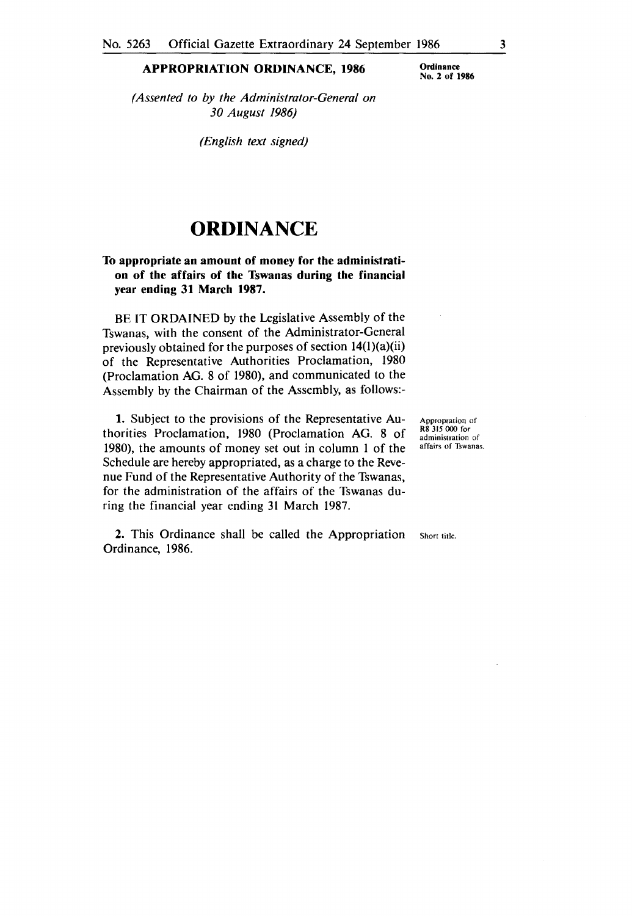**APPROPRIATION ORDINANCE, 1986**

**Ordinance No. 2 of 1986**

*(Assented to by the Administrator-General on 30 August 1986)*

*(English text signed)*

# ORDINANCE

**To appropriate an amount of money for the administration of the affairs of the Tswanas during the financial year ending 31 March 1987.**

BE IT ORDAINED by the Legislative Assembly of the Tswanas, with the consent of the Administrator-General previously obtained for the purposes of section 14(1)(a)(ii) of the Representative Authorities Proclamation, 1980 (Proclamation AG. 8 of 1980), and communicated to the Assembly by the Chairman of the Assembly, as follows:-

Appropration of R8 315 000 for administration of affairs of Tswanas.

**1.** Subject to the provisions of the Representative Authorities Proclamation, 1980 (Proclamation AG. 8 of 1980), the amounts of money set out in column 1 of the Schedule are hereby appropriated, as a charge to the Revenue Fund of the Representative Authority of the Tswanas, for the administration of the affairs of the Tswanas during the financial year ending 31 March 1987.

Short title.

**2.** This Ordinance shall be called the Appropriation Ordinance, 1986.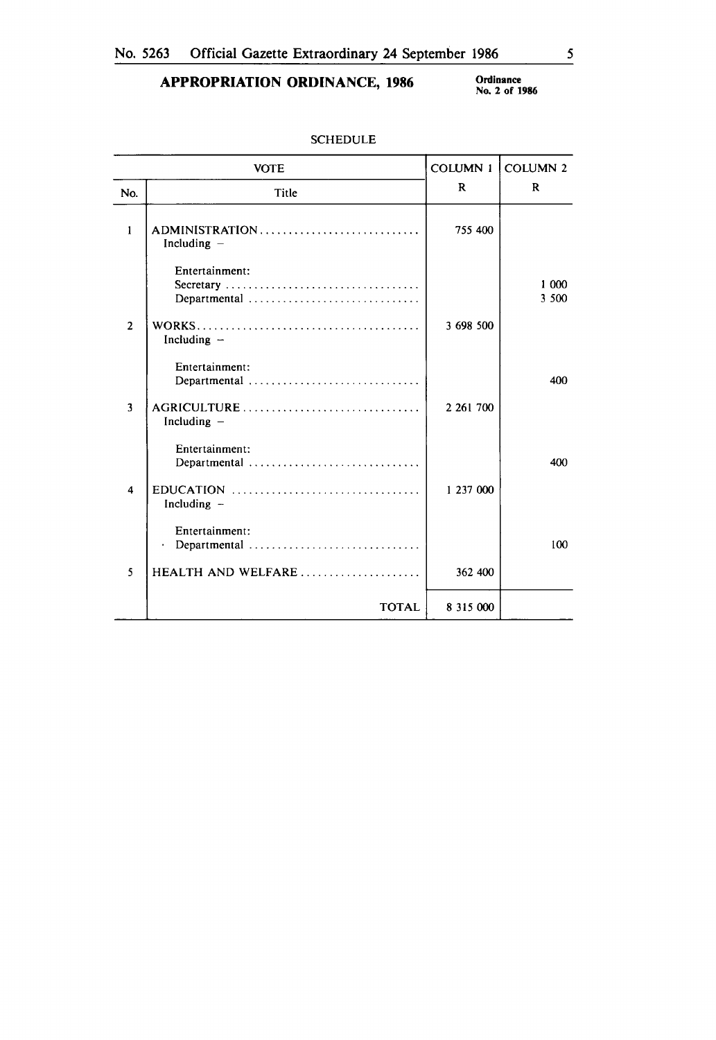## APPROPRIATION ORDINANCE, 1986

**Ordinance No. 2 of 1986**

SCHEDULE

| VOTE | | COLUMN 1 | COLUMN 2 |
|---|---|---|---|
| No. | Title | R | R |
| 1 | ADMINISTRATION | 755 400 | |
| | Including – | | |
| | Entertainment: | | |
| | Secretary | | 1 000 |
| | Departmental | | 3 500 |
| 2 | WORKS | 3 698 500 | |
| | Including – | | |
| | Entertainment: | | |
| | Departmental | | 400 |
| 3 | AGRICULTURE | 2 261 700 | |
| | Including – | | |
| | Entertainment: | | |
| | Departmental | | 400 |
| 4 | EDUCATION | 1 237 000 | |
| | Including – | | |
| | Entertainment: | | |
| | Departmental | | 100 |
| 5 | HEALTH AND WELFARE | 362 400 | |
| | TOTAL | 8 315 000 | |